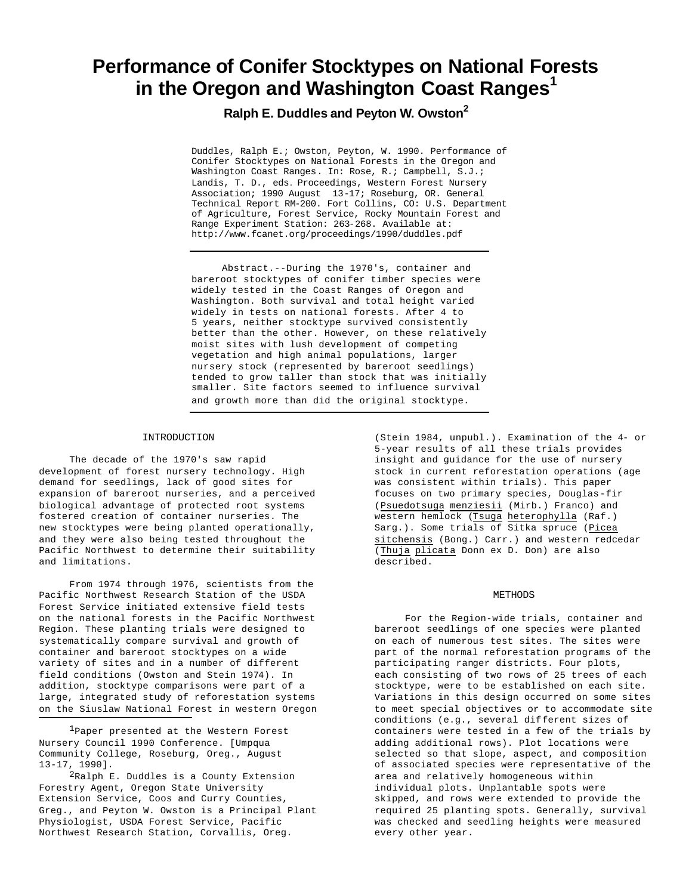# Performance of Conifer Stocktypes on National Forests in the Oregon and Washington Coast Ranges[1]

**Ralph E. Duddles and Peyton W. Owston[2]**

Duddles, Ralph E.; Owston, Peyton, W. 1990. Performance of Conifer Stocktypes on National Forests in the Oregon and Washington Coast Ranges. In: Rose, R.; Campbell, S.J.; Landis, T. D., eds. Proceedings, Western Forest Nursery Association; 1990 August 13-17; Roseburg, OR. General Technical Report RM-200. Fort Collins, CO: U.S. Department of Agriculture, Forest Service, Rocky Mountain Forest and Range Experiment Station: 263-268. Available at: http://www.fcanet.org/proceedings/1990/duddles.pdf

---

Abstract.--During the 1970's, container and bareroot stocktypes of conifer timber species were widely tested in the Coast Ranges of Oregon and Washington. Both survival and total height varied widely in tests on national forests. After 4 to 5 years, neither stocktype survived consistently better than the other. However, on these relatively moist sites with lush development of competing vegetation and high animal populations, larger nursery stock (represented by bareroot seedlings) tended to grow taller than stock that was initially smaller. Site factors seemed to influence survival and growth more than did the original stocktype.

---

## INTRODUCTION

The decade of the 1970's saw rapid development of forest nursery technology. High demand for seedlings, lack of good sites for expansion of bareroot nurseries, and a perceived biological advantage of protected root systems fostered creation of container nurseries. The new stocktypes were being planted operationally, and they were also being tested throughout the Pacific Northwest to determine their suitability and limitations.

From 1974 through 1976, scientists from the Pacific Northwest Research Station of the USDA Forest Service initiated extensive field tests on the national forests in the Pacific Northwest Region. These planting trials were designed to systematically compare survival and growth of container and bareroot stocktypes on a wide variety of sites and in a number of different field conditions (Owston and Stein 1974). In addition, stocktype comparisons were part of a large, integrated study of reforestation systems on the Siuslaw National Forest in western Oregon (Stein 1984, unpubl.). Examination of the 4- or 5-year results of all these trials provides insight and guidance for the use of nursery stock in current reforestation operations (age was consistent within trials). This paper focuses on two primary species, Douglas-fir (*Psuedotsuga menziesii* (Mirb.) Franco) and western hemlock (*Tsuga heterophylla* (Raf.) Sarg.). Some trials of Sitka spruce (*Picea sitchensis* (Bong.) Carr.) and western redcedar (*Thuja plicata* Donn ex D. Don) are also described.

## METHODS

For the Region-wide trials, container and bareroot seedlings of one species were planted on each of numerous test sites. The sites were part of the normal reforestation programs of the participating ranger districts. Four plots, each consisting of two rows of 25 trees of each stocktype, were to be established on each site. Variations in this design occurred on some sites to meet special objectives or to accommodate site conditions (e.g., several different sizes of containers were tested in a few of the trials by adding additional rows). Plot locations were selected so that slope, aspect, and composition of associated species were representative of the area and relatively homogeneous within individual plots. Unplantable spots were skipped, and rows were extended to provide the required 25 planting spots. Generally, survival was checked and seedling heights were measured every other year.

---

[1] Paper presented at the Western Forest Nursery Council 1990 Conference. [Umpqua Community College, Roseburg, Oreg., August 13-17, 1990].

[2] Ralph E. Duddles is a County Extension Forestry Agent, Oregon State University Extension Service, Coos and Curry Counties, Greg., and Peyton W. Owston is a Principal Plant Physiologist, USDA Forest Service, Pacific Northwest Research Station, Corvallis, Oreg.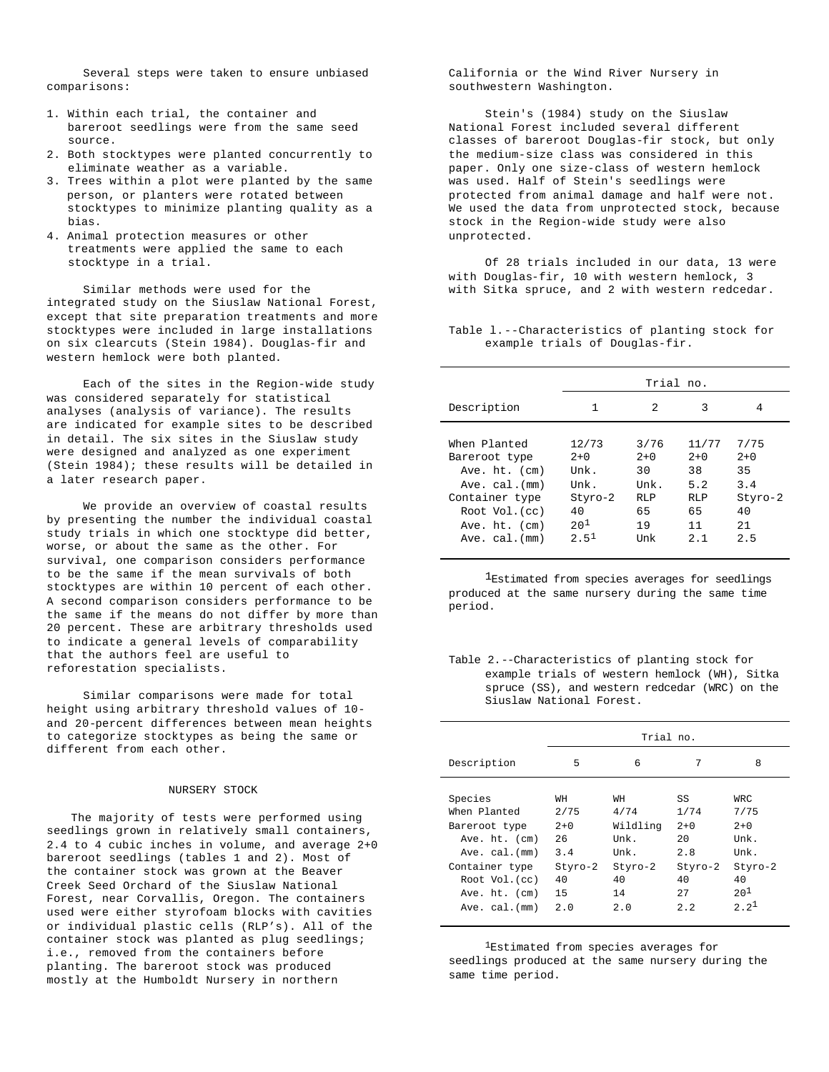Several steps were taken to ensure unbiased comparisons:

1. Within each trial, the container and bareroot seedlings were from the same seed source.
2. Both stocktypes were planted concurrently to eliminate weather as a variable.
3. Trees within a plot were planted by the same person, or planters were rotated between stocktypes to minimize planting quality as a bias.
4. Animal protection measures or other treatments were applied the same to each stocktype in a trial.

Similar methods were used for the integrated study on the Siuslaw National Forest, except that site preparation treatments and more stocktypes were included in large installations on six clearcuts (Stein 1984). Douglas-fir and western hemlock were both planted.

Each of the sites in the Region-wide study was considered separately for statistical analyses (analysis of variance). The results are indicated for example sites to be described in detail. The six sites in the Siuslaw study were designed and analyzed as one experiment (Stein 1984); these results will be detailed in a later research paper.

We provide an overview of coastal results by presenting the number the individual coastal study trials in which one stocktype did better, worse, or about the same as the other. For survival, one comparison considers performance to be the same if the mean survivals of both stocktypes are within 10 percent of each other. A second comparison considers performance to be the same if the means do not differ by more than 20 percent. These are arbitrary thresholds used to indicate a general levels of comparability that the authors feel are useful to reforestation specialists.

Similar comparisons were made for total height using arbitrary threshold values of 10- and 20-percent differences between mean heights to categorize stocktypes as being the same or different from each other.

## NURSERY STOCK

The majority of tests were performed using seedlings grown in relatively small containers, 2.4 to 4 cubic inches in volume, and average 2+0 bareroot seedlings (tables 1 and 2). Most of the container stock was grown at the Beaver Creek Seed Orchard of the Siuslaw National Forest, near Corvallis, Oregon. The containers used were either styrofoam blocks with cavities or individual plastic cells (RLP's). All of the container stock was planted as plug seedlings; i.e., removed from the containers before planting. The bareroot stock was produced mostly at the Humboldt Nursery in northern California or the Wind River Nursery in southwestern Washington.

Stein's (1984) study on the Siuslaw National Forest included several different classes of bareroot Douglas-fir stock, but only the medium-size class was considered in this paper. Only one size-class of western hemlock was used. Half of Stein's seedlings were protected from animal damage and half were not. We used the data from unprotected stock, because stock in the Region-wide study were also unprotected.

Of 28 trials included in our data, 13 were with Douglas-fir, 10 with western hemlock, 3 with Sitka spruce, and 2 with western redcedar.

Table 1.--Characteristics of planting stock for example trials of Douglas-fir.

| | Trial no. | | | |
|---|---|---|---|---|
| Description | 1 | 2 | 3 | 4 |
| When Planted | 12/73 | 3/76 | 11/77 | 7/75 |
| Bareroot type | 2+0 | 2+0 | 2+0 | 2+0 |
| Ave. ht. (cm) | Unk. | 30 | 38 | 35 |
| Ave. cal.(mm) | Unk. | Unk. | 5.2 | 3.4 |
| Container type | Styro-2 | RLP | RLP | Styro-2 |
| Root Vol.(cc) | 40 | 65 | 65 | 40 |
| Ave. ht. (cm) | 20[1] | 19 | 11 | 21 |
| Ave. cal.(mm) | 2.5[1] | Unk | 2.1 | 2.5 |

[1]Estimated from species averages for seedlings produced at the same nursery during the same time period.

Table 2.--Characteristics of planting stock for example trials of western hemlock (WH), Sitka spruce (SS), and western redcedar (WRC) on the Siuslaw National Forest.

| | Trial no. | | | |
|---|---|---|---|---|
| Description | 5 | 6 | 7 | 8 |
| Species | WH | WH | SS | WRC |
| When Planted | 2/75 | 4/74 | 1/74 | 7/75 |
| Bareroot type | 2+0 | Wildling | 2+0 | 2+0 |
| Ave. ht. (cm) | 26 | Unk. | 20 | Unk. |
| Ave. cal.(mm) | 3.4 | Unk. | 2.8 | Unk. |
| Container type | Styro-2 | Styro-2 | Styro-2 | Styro-2 |
| Root Vol.(cc) | 40 | 40 | 40 | 40 |
| Ave. ht. (cm) | 15 | 14 | 27 | 20[1] |
| Ave. cal.(mm) | 2.0 | 2.0 | 2.2 | 2.2[1] |

[1]Estimated from species averages for seedlings produced at the same nursery during the same time period.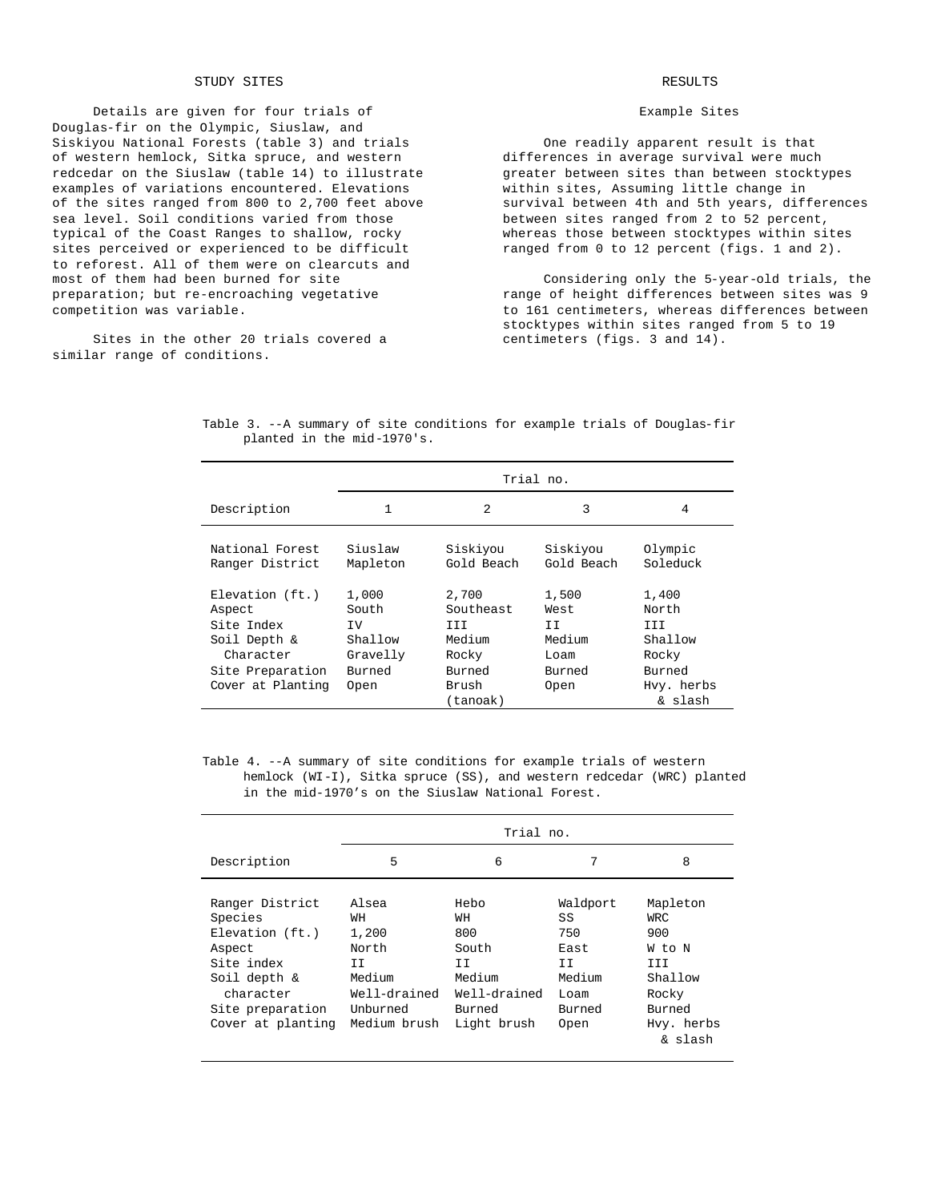## STUDY SITES

Details are given for four trials of Douglas-fir on the Olympic, Siuslaw, and Siskiyou National Forests (table 3) and trials of western hemlock, Sitka spruce, and western redcedar on the Siuslaw (table 14) to illustrate examples of variations encountered. Elevations of the sites ranged from 800 to 2,700 feet above sea level. Soil conditions varied from those typical of the Coast Ranges to shallow, rocky sites perceived or experienced to be difficult to reforest. All of them were on clearcuts and most of them had been burned for site preparation; but re-encroaching vegetative competition was variable.

Sites in the other 20 trials covered a similar range of conditions.

## RESULTS

### Example Sites

One readily apparent result is that differences in average survival were much greater between sites than between stocktypes within sites, Assuming little change in survival between 4th and 5th years, differences between sites ranged from 2 to 52 percent, whereas those between stocktypes within sites ranged from 0 to 12 percent (figs. 1 and 2).

Considering only the 5-year-old trials, the range of height differences between sites was 9 to 161 centimeters, whereas differences between stocktypes within sites ranged from 5 to 19 centimeters (figs. 3 and 14).

Table 3. --A summary of site conditions for example trials of Douglas-fir planted in the mid-1970's.

| | Trial no. | | | |
|---|---|---|---|---|
| Description | 1 | 2 | 3 | 4 |
| National Forest | Siuslaw | Siskiyou | Siskiyou | Olympic |
| Ranger District | Mapleton | Gold Beach | Gold Beach | Soleduck |
| Elevation (ft.) | 1,000 | 2,700 | 1,500 | 1,400 |
| Aspect | South | Southeast | West | North |
| Site Index | IV | III | II | III |
| Soil Depth & Character | Shallow Gravelly | Medium Rocky | Medium Loam | Shallow Rocky |
| Site Preparation | Burned | Burned | Burned | Burned |
| Cover at Planting | Open | Brush (tanoak) | Open | Hvy. herbs & slash |

Table 4. --A summary of site conditions for example trials of western hemlock (WI-I), Sitka spruce (SS), and western redcedar (WRC) planted in the mid-1970's on the Siuslaw National Forest.

| | Trial no. | | | |
|---|---|---|---|---|
| Description | 5 | 6 | 7 | 8 |
| Ranger District | Alsea | Hebo | Waldport | Mapleton |
| Species | WH | WH | SS | WRC |
| Elevation (ft.) | 1,200 | 800 | 750 | 900 |
| Aspect | North | South | East | W to N |
| Site index | II | II | II | III |
| Soil depth & character | Medium Well-drained | Medium Well-drained | Medium Loam | Shallow Rocky |
| Site preparation | Unburned | Burned | Burned | Burned |
| Cover at planting | Medium brush | Light brush | Open | Hvy. herbs & slash |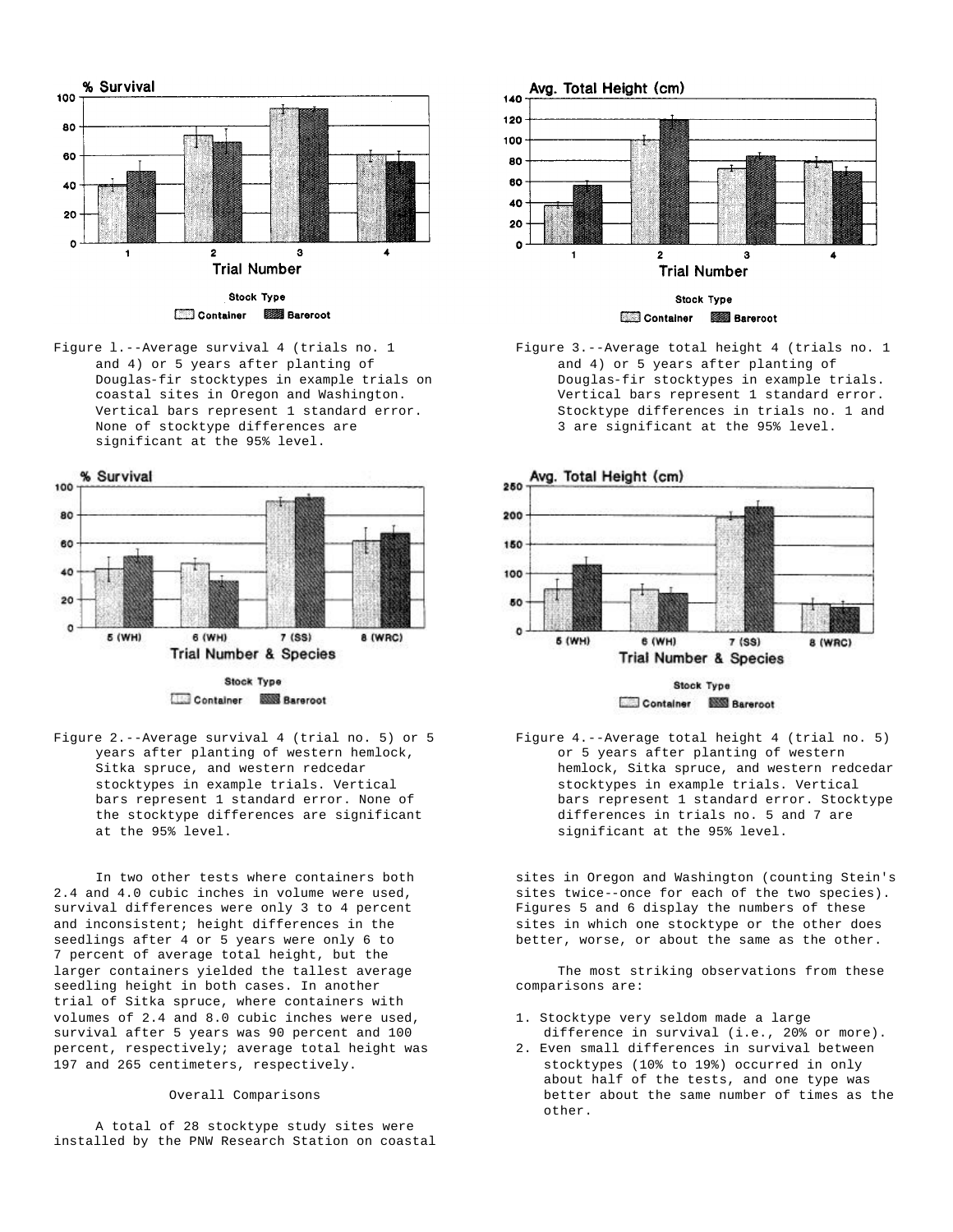Figure 1.--Average survival 4 (trials no. 1 and 4) or 5 years after planting of Douglas-fir stocktypes in example trials on coastal sites in Oregon and Washington. Vertical bars represent 1 standard error. None of stocktype differences are significant at the 95% level.

Figure 3.--Average total height 4 (trials no. 1 and 4) or 5 years after planting of Douglas-fir stocktypes in example trials. Vertical bars represent 1 standard error. Stocktype differences in trials no. 1 and 3 are significant at the 95% level.

Figure 2.--Average survival 4 (trial no. 5) or 5 years after planting of western hemlock, Sitka spruce, and western redcedar stocktypes in example trials. Vertical bars represent 1 standard error. None of the stocktype differences are significant at the 95% level.

Figure 4.--Average total height 4 (trial no. 5) or 5 years after planting of western hemlock, Sitka spruce, and western redcedar stocktypes in example trials. Vertical bars represent 1 standard error. Stocktype differences in trials no. 5 and 7 are significant at the 95% level.

In two other tests where containers both 2.4 and 4.0 cubic inches in volume were used, survival differences were only 3 to 4 percent and inconsistent; height differences in the seedlings after 4 or 5 years were only 6 to 7 percent of average total height, but the larger containers yielded the tallest average seedling height in both cases. In another trial of Sitka spruce, where containers with volumes of 2.4 and 8.0 cubic inches were used, survival after 5 years was 90 percent and 100 percent, respectively; average total height was 197 and 265 centimeters, respectively.

## Overall Comparisons

A total of 28 stocktype study sites were installed by the PNW Research Station on coastal sites in Oregon and Washington (counting Stein's sites twice--once for each of the two species). Figures 5 and 6 display the numbers of these sites in which one stocktype or the other does better, worse, or about the same as the other.

The most striking observations from these comparisons are:

1. Stocktype very seldom made a large difference in survival (i.e., 20% or more).
2. Even small differences in survival between stocktypes (10% to 19%) occurred in only about half of the tests, and one type was better about the same number of times as the other.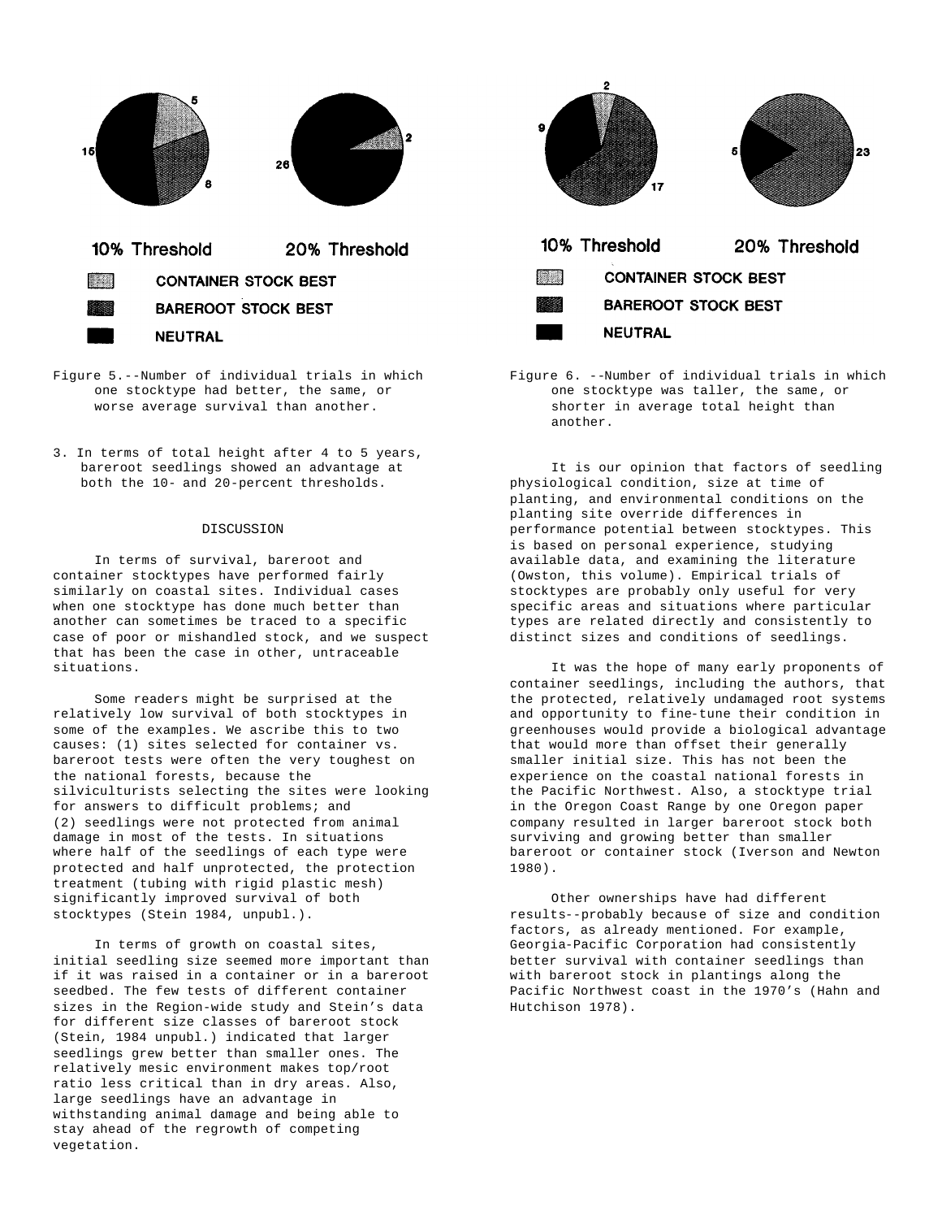10% Threshold 20% Threshold

CONTAINER STOCK BEST

BAREROOT STOCK BEST

NEUTRAL

Figure 5.--Number of individual trials in which one stocktype had better, the same, or worse average survival than another.

3. In terms of total height after 4 to 5 years, bareroot seedlings showed an advantage at both the 10- and 20-percent thresholds.

## DISCUSSION

In terms of survival, bareroot and container stocktypes have performed fairly similarly on coastal sites. Individual cases when one stocktype has done much better than another can sometimes be traced to a specific case of poor or mishandled stock, and we suspect that has been the case in other, untraceable situations.

Some readers might be surprised at the relatively low survival of both stocktypes in some of the examples. We ascribe this to two causes: (1) sites selected for container vs. bareroot tests were often the very toughest on the national forests, because the silviculturists selecting the sites were looking for answers to difficult problems; and (2) seedlings were not protected from animal damage in most of the tests. In situations where half of the seedlings of each type were protected and half unprotected, the protection treatment (tubing with rigid plastic mesh) significantly improved survival of both stocktypes (Stein 1984, unpubl.).

In terms of growth on coastal sites, initial seedling size seemed more important than if it was raised in a container or in a bareroot seedbed. The few tests of different container sizes in the Region-wide study and Stein's data for different size classes of bareroot stock (Stein, 1984 unpubl.) indicated that larger seedlings grew better than smaller ones. The relatively mesic environment makes top/root ratio less critical than in dry areas. Also, large seedlings have an advantage in withstanding animal damage and being able to stay ahead of the regrowth of competing vegetation.

10% Threshold 20% Threshold

CONTAINER STOCK BEST

BAREROOT STOCK BEST

NEUTRAL

Figure 6. --Number of individual trials in which one stocktype was taller, the same, or shorter in average total height than another.

It is our opinion that factors of seedling physiological condition, size at time of planting, and environmental conditions on the planting site override differences in performance potential between stocktypes. This is based on personal experience, studying available data, and examining the literature (Owston, this volume). Empirical trials of stocktypes are probably only useful for very specific areas and situations where particular types are related directly and consistently to distinct sizes and conditions of seedlings.

It was the hope of many early proponents of container seedlings, including the authors, that the protected, relatively undamaged root systems and opportunity to fine-tune their condition in greenhouses would provide a biological advantage that would more than offset their generally smaller initial size. This has not been the experience on the coastal national forests in the Pacific Northwest. Also, a stocktype trial in the Oregon Coast Range by one Oregon paper company resulted in larger bareroot stock both surviving and growing better than smaller bareroot or container stock (Iverson and Newton 1980).

Other ownerships have had different results--probably because of size and condition factors, as already mentioned. For example, Georgia-Pacific Corporation had consistently better survival with container seedlings than with bareroot stock in plantings along the Pacific Northwest coast in the 1970's (Hahn and Hutchison 1978).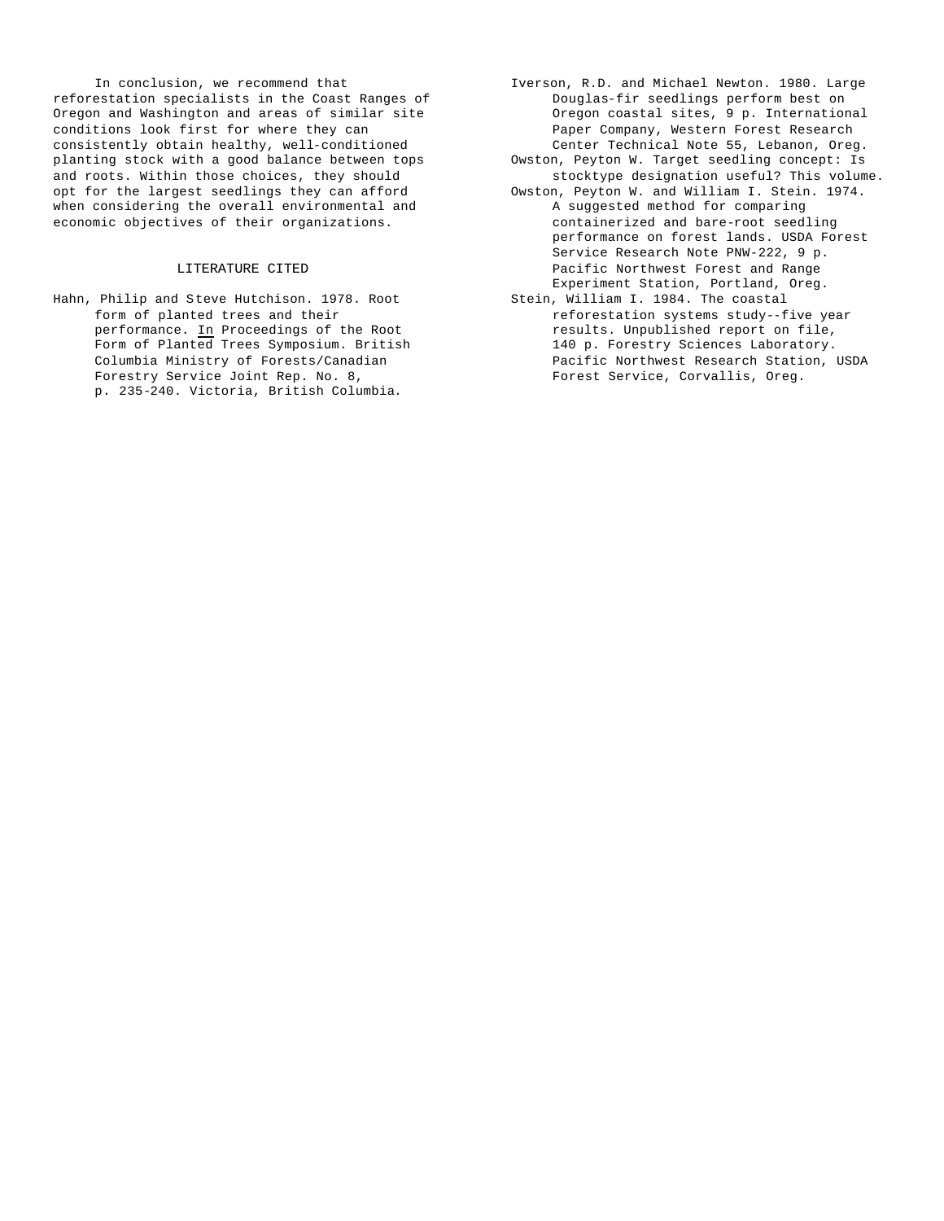In conclusion, we recommend that reforestation specialists in the Coast Ranges of Oregon and Washington and areas of similar site conditions look first for where they can consistently obtain healthy, well-conditioned planting stock with a good balance between tops and roots. Within those choices, they should opt for the largest seedlings they can afford when considering the overall environmental and economic objectives of their organizations.

## LITERATURE CITED

Hahn, Philip and Steve Hutchison. 1978. Root form of planted trees and their performance. In Proceedings of the Root Form of Planted Trees Symposium. British Columbia Ministry of Forests/Canadian Forestry Service Joint Rep. No. 8, p. 235-240. Victoria, British Columbia.

Iverson, R.D. and Michael Newton. 1980. Large Douglas-fir seedlings perform best on Oregon coastal sites, 9 p. International Paper Company, Western Forest Research Center Technical Note 55, Lebanon, Oreg.

Owston, Peyton W. Target seedling concept: Is stocktype designation useful? This volume.

Owston, Peyton W. and William I. Stein. 1974. A suggested method for comparing containerized and bare-root seedling performance on forest lands. USDA Forest Service Research Note PNW-222, 9 p. Pacific Northwest Forest and Range Experiment Station, Portland, Oreg.

Stein, William I. 1984. The coastal reforestation systems study--five year results. Unpublished report on file, 140 p. Forestry Sciences Laboratory. Pacific Northwest Research Station, USDA Forest Service, Corvallis, Oreg.